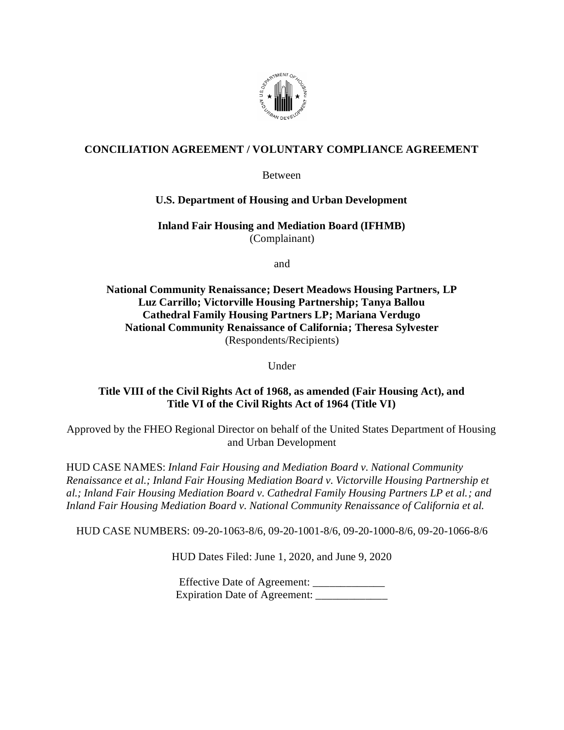**CONCILIATION AGREEMENT / VOLUNTARY COMPLIANCE AGREEMENT**

Between

**U.S. Department of Housing and Urban Development**

**Inland Fair Housing and Mediation Board (IFHMB)**
(Complainant)

and

**National Community Renaissance; Desert Meadows Housing Partners, LP**
**Luz Carrillo; Victorville Housing Partnership; Tanya Ballou**
**Cathedral Family Housing Partners LP; Mariana Verdugo**
**National Community Renaissance of California; Theresa Sylvester**
(Respondents/Recipients)

Under

**Title VIII of the Civil Rights Act of 1968, as amended (Fair Housing Act), and Title VI of the Civil Rights Act of 1964 (Title VI)**

Approved by the FHEO Regional Director on behalf of the United States Department of Housing and Urban Development

HUD CASE NAMES: *Inland Fair Housing and Mediation Board v. National Community Renaissance et al.; Inland Fair Housing Mediation Board v. Victorville Housing Partnership et al.; Inland Fair Housing Mediation Board v. Cathedral Family Housing Partners LP et al.; and Inland Fair Housing Mediation Board v. National Community Renaissance of California et al.*

HUD CASE NUMBERS: 09-20-1063-8/6, 09-20-1001-8/6, 09-20-1000-8/6, 09-20-1066-8/6

HUD Dates Filed: June 1, 2020, and June 9, 2020

Effective Date of Agreement: _____________
Expiration Date of Agreement: _____________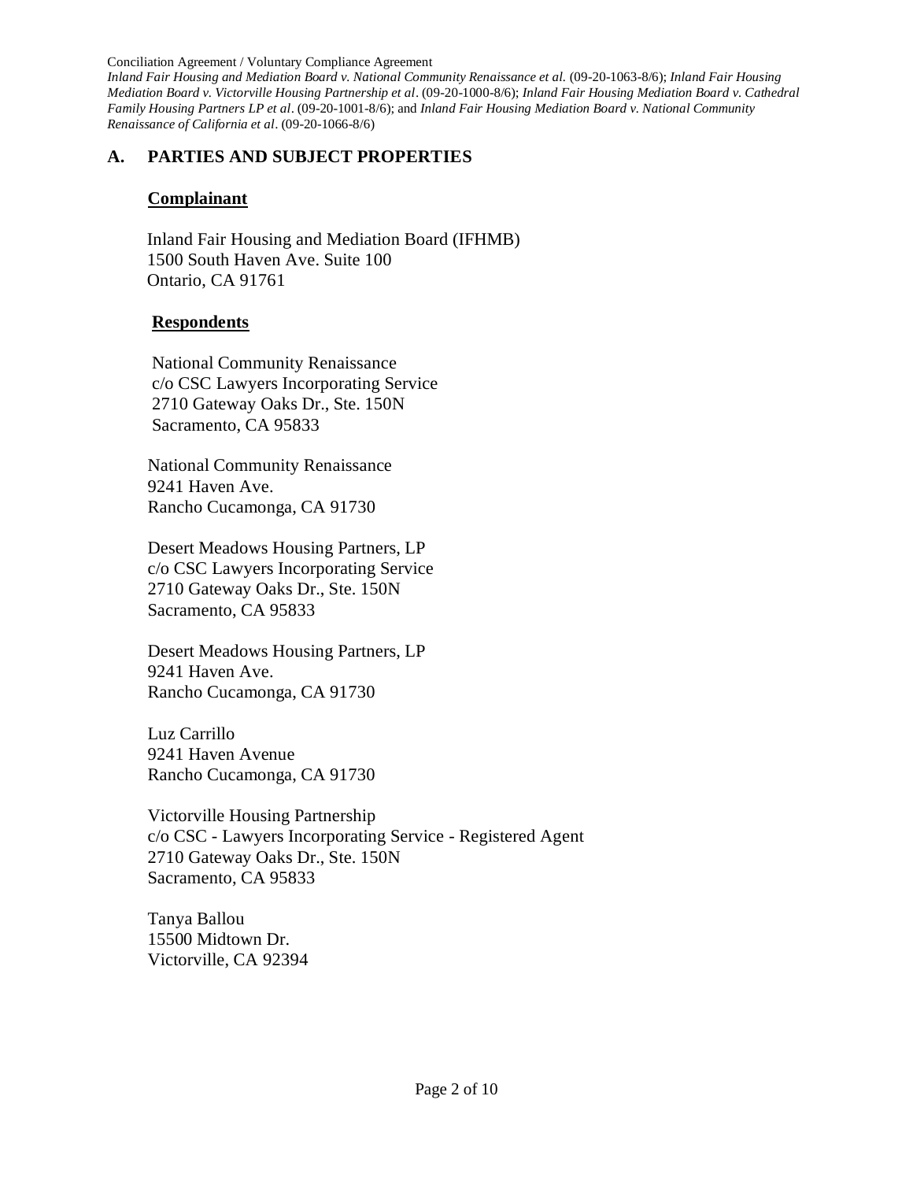## A. PARTIES AND SUBJECT PROPERTIES

### Complainant

Inland Fair Housing and Mediation Board (IFHMB)
1500 South Haven Ave. Suite 100
Ontario, CA 91761

### Respondents

National Community Renaissance
c/o CSC Lawyers Incorporating Service
2710 Gateway Oaks Dr., Ste. 150N
Sacramento, CA 95833

National Community Renaissance
9241 Haven Ave.
Rancho Cucamonga, CA 91730

Desert Meadows Housing Partners, LP
c/o CSC Lawyers Incorporating Service
2710 Gateway Oaks Dr., Ste. 150N
Sacramento, CA 95833

Desert Meadows Housing Partners, LP
9241 Haven Ave.
Rancho Cucamonga, CA 91730

Luz Carrillo
9241 Haven Avenue
Rancho Cucamonga, CA 91730

Victorville Housing Partnership
c/o CSC - Lawyers Incorporating Service - Registered Agent
2710 Gateway Oaks Dr., Ste. 150N
Sacramento, CA 95833

Tanya Ballou
15500 Midtown Dr.
Victorville, CA 92394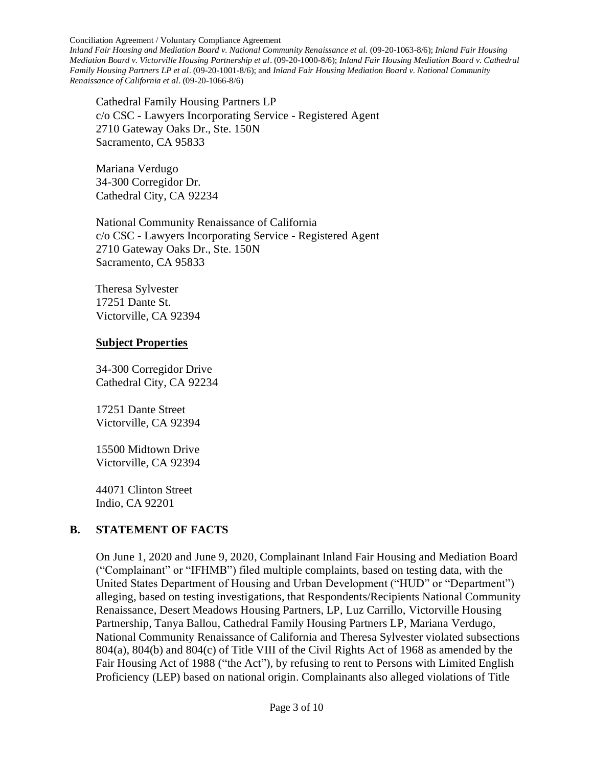Cathedral Family Housing Partners LP
c/o CSC - Lawyers Incorporating Service - Registered Agent
2710 Gateway Oaks Dr., Ste. 150N
Sacramento, CA 95833

Mariana Verdugo
34-300 Corregidor Dr.
Cathedral City, CA 92234

National Community Renaissance of California
c/o CSC - Lawyers Incorporating Service - Registered Agent
2710 Gateway Oaks Dr., Ste. 150N
Sacramento, CA 95833

Theresa Sylvester
17251 Dante St.
Victorville, CA 92394

**Subject Properties**

34-300 Corregidor Drive
Cathedral City, CA 92234

17251 Dante Street
Victorville, CA 92394

15500 Midtown Drive
Victorville, CA 92394

44071 Clinton Street
Indio, CA 92201

## B. STATEMENT OF FACTS

On June 1, 2020 and June 9, 2020, Complainant Inland Fair Housing and Mediation Board ("Complainant" or "IFHMB") filed multiple complaints, based on testing data, with the United States Department of Housing and Urban Development ("HUD" or "Department") alleging, based on testing investigations, that Respondents/Recipients National Community Renaissance, Desert Meadows Housing Partners, LP, Luz Carrillo, Victorville Housing Partnership, Tanya Ballou, Cathedral Family Housing Partners LP, Mariana Verdugo, National Community Renaissance of California and Theresa Sylvester violated subsections 804(a), 804(b) and 804(c) of Title VIII of the Civil Rights Act of 1968 as amended by the Fair Housing Act of 1988 ("the Act"), by refusing to rent to Persons with Limited English Proficiency (LEP) based on national origin. Complainants also alleged violations of Title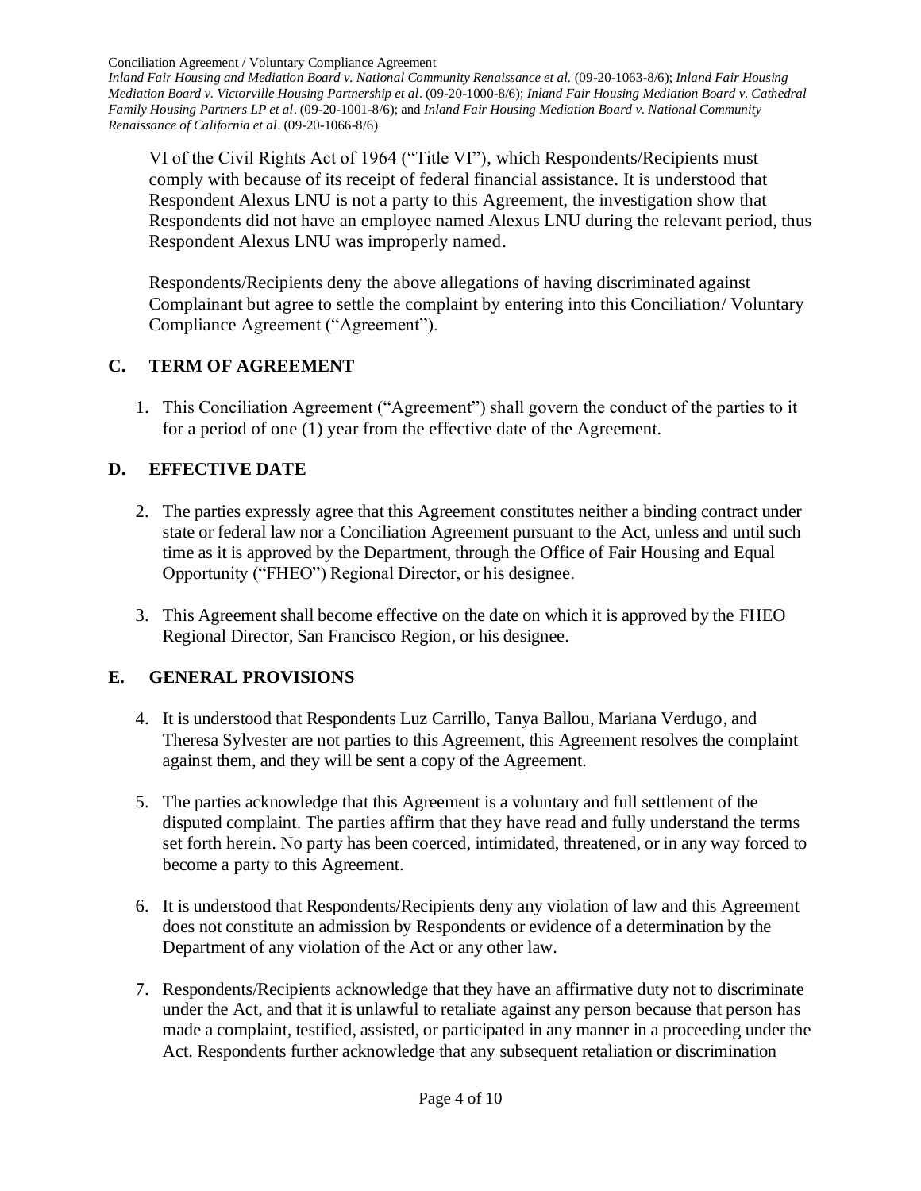VI of the Civil Rights Act of 1964 ("Title VI"), which Respondents/Recipients must comply with because of its receipt of federal financial assistance. It is understood that Respondent Alexus LNU is not a party to this Agreement, the investigation show that Respondents did not have an employee named Alexus LNU during the relevant period, thus Respondent Alexus LNU was improperly named.

Respondents/Recipients deny the above allegations of having discriminated against Complainant but agree to settle the complaint by entering into this Conciliation/ Voluntary Compliance Agreement ("Agreement").

## C. TERM OF AGREEMENT

1. This Conciliation Agreement ("Agreement") shall govern the conduct of the parties to it for a period of one (1) year from the effective date of the Agreement.

## D. EFFECTIVE DATE

2. The parties expressly agree that this Agreement constitutes neither a binding contract under state or federal law nor a Conciliation Agreement pursuant to the Act, unless and until such time as it is approved by the Department, through the Office of Fair Housing and Equal Opportunity ("FHEO") Regional Director, or his designee.

3. This Agreement shall become effective on the date on which it is approved by the FHEO Regional Director, San Francisco Region, or his designee.

## E. GENERAL PROVISIONS

4. It is understood that Respondents Luz Carrillo, Tanya Ballou, Mariana Verdugo, and Theresa Sylvester are not parties to this Agreement, this Agreement resolves the complaint against them, and they will be sent a copy of the Agreement.

5. The parties acknowledge that this Agreement is a voluntary and full settlement of the disputed complaint. The parties affirm that they have read and fully understand the terms set forth herein. No party has been coerced, intimidated, threatened, or in any way forced to become a party to this Agreement.

6. It is understood that Respondents/Recipients deny any violation of law and this Agreement does not constitute an admission by Respondents or evidence of a determination by the Department of any violation of the Act or any other law.

7. Respondents/Recipients acknowledge that they have an affirmative duty not to discriminate under the Act, and that it is unlawful to retaliate against any person because that person has made a complaint, testified, assisted, or participated in any manner in a proceeding under the Act. Respondents further acknowledge that any subsequent retaliation or discrimination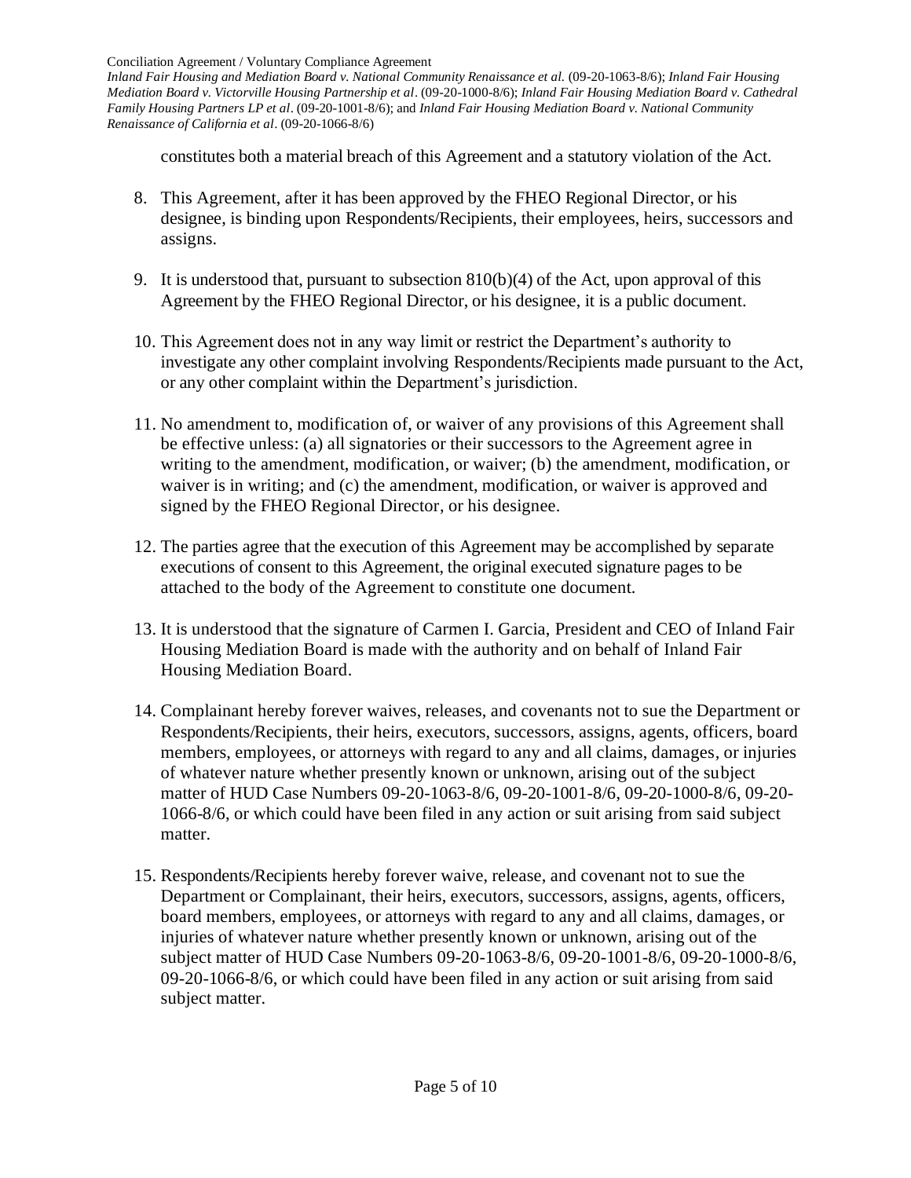constitutes both a material breach of this Agreement and a statutory violation of the Act.

8. This Agreement, after it has been approved by the FHEO Regional Director, or his designee, is binding upon Respondents/Recipients, their employees, heirs, successors and assigns.

9. It is understood that, pursuant to subsection 810(b)(4) of the Act, upon approval of this Agreement by the FHEO Regional Director, or his designee, it is a public document.

10. This Agreement does not in any way limit or restrict the Department's authority to investigate any other complaint involving Respondents/Recipients made pursuant to the Act, or any other complaint within the Department's jurisdiction.

11. No amendment to, modification of, or waiver of any provisions of this Agreement shall be effective unless: (a) all signatories or their successors to the Agreement agree in writing to the amendment, modification, or waiver; (b) the amendment, modification, or waiver is in writing; and (c) the amendment, modification, or waiver is approved and signed by the FHEO Regional Director, or his designee.

12. The parties agree that the execution of this Agreement may be accomplished by separate executions of consent to this Agreement, the original executed signature pages to be attached to the body of the Agreement to constitute one document.

13. It is understood that the signature of Carmen I. Garcia, President and CEO of Inland Fair Housing Mediation Board is made with the authority and on behalf of Inland Fair Housing Mediation Board.

14. Complainant hereby forever waives, releases, and covenants not to sue the Department or Respondents/Recipients, their heirs, executors, successors, assigns, agents, officers, board members, employees, or attorneys with regard to any and all claims, damages, or injuries of whatever nature whether presently known or unknown, arising out of the subject matter of HUD Case Numbers 09-20-1063-8/6, 09-20-1001-8/6, 09-20-1000-8/6, 09-20-1066-8/6, or which could have been filed in any action or suit arising from said subject matter.

15. Respondents/Recipients hereby forever waive, release, and covenant not to sue the Department or Complainant, their heirs, executors, successors, assigns, agents, officers, board members, employees, or attorneys with regard to any and all claims, damages, or injuries of whatever nature whether presently known or unknown, arising out of the subject matter of HUD Case Numbers 09-20-1063-8/6, 09-20-1001-8/6, 09-20-1000-8/6, 09-20-1066-8/6, or which could have been filed in any action or suit arising from said subject matter.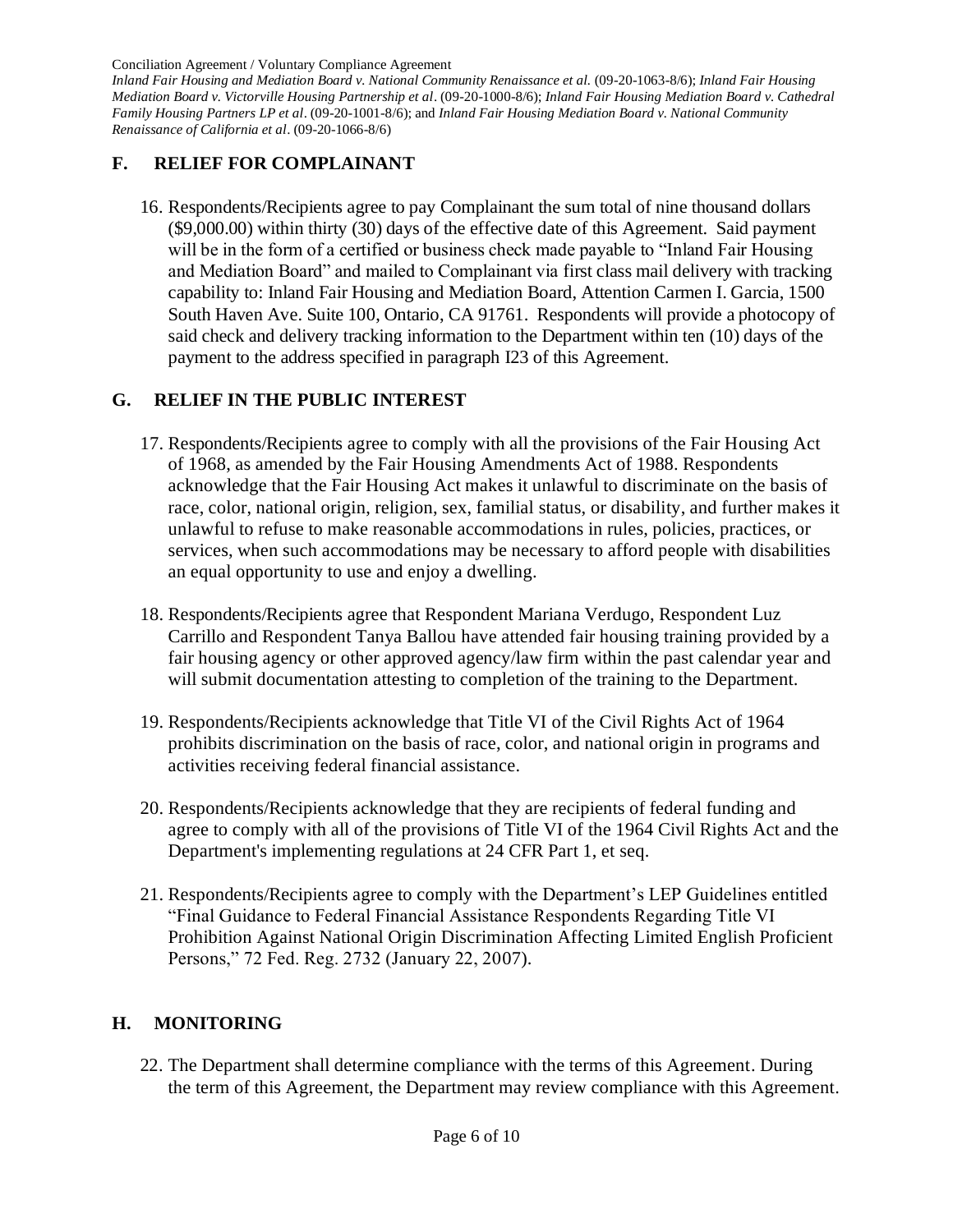## F. RELIEF FOR COMPLAINANT

16. Respondents/Recipients agree to pay Complainant the sum total of nine thousand dollars ($9,000.00) within thirty (30) days of the effective date of this Agreement. Said payment will be in the form of a certified or business check made payable to "Inland Fair Housing and Mediation Board" and mailed to Complainant via first class mail delivery with tracking capability to: Inland Fair Housing and Mediation Board, Attention Carmen I. Garcia, 1500 South Haven Ave. Suite 100, Ontario, CA 91761. Respondents will provide a photocopy of said check and delivery tracking information to the Department within ten (10) days of the payment to the address specified in paragraph I23 of this Agreement.

## G. RELIEF IN THE PUBLIC INTEREST

17. Respondents/Recipients agree to comply with all the provisions of the Fair Housing Act of 1968, as amended by the Fair Housing Amendments Act of 1988. Respondents acknowledge that the Fair Housing Act makes it unlawful to discriminate on the basis of race, color, national origin, religion, sex, familial status, or disability, and further makes it unlawful to refuse to make reasonable accommodations in rules, policies, practices, or services, when such accommodations may be necessary to afford people with disabilities an equal opportunity to use and enjoy a dwelling.

18. Respondents/Recipients agree that Respondent Mariana Verdugo, Respondent Luz Carrillo and Respondent Tanya Ballou have attended fair housing training provided by a fair housing agency or other approved agency/law firm within the past calendar year and will submit documentation attesting to completion of the training to the Department.

19. Respondents/Recipients acknowledge that Title VI of the Civil Rights Act of 1964 prohibits discrimination on the basis of race, color, and national origin in programs and activities receiving federal financial assistance.

20. Respondents/Recipients acknowledge that they are recipients of federal funding and agree to comply with all of the provisions of Title VI of the 1964 Civil Rights Act and the Department's implementing regulations at 24 CFR Part 1, et seq.

21. Respondents/Recipients agree to comply with the Department's LEP Guidelines entitled "Final Guidance to Federal Financial Assistance Respondents Regarding Title VI Prohibition Against National Origin Discrimination Affecting Limited English Proficient Persons," 72 Fed. Reg. 2732 (January 22, 2007).

## H. MONITORING

22. The Department shall determine compliance with the terms of this Agreement. During the term of this Agreement, the Department may review compliance with this Agreement.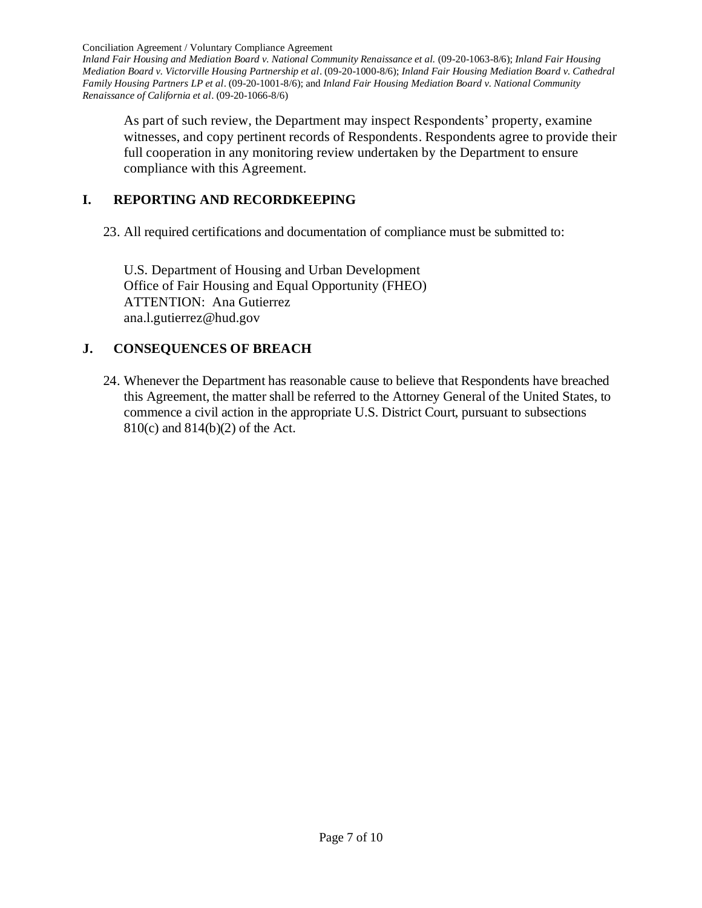As part of such review, the Department may inspect Respondents' property, examine witnesses, and copy pertinent records of Respondents. Respondents agree to provide their full cooperation in any monitoring review undertaken by the Department to ensure compliance with this Agreement.

## I. REPORTING AND RECORDKEEPING

23. All required certifications and documentation of compliance must be submitted to:

    U.S. Department of Housing and Urban Development
    Office of Fair Housing and Equal Opportunity (FHEO)
    ATTENTION: Ana Gutierrez
    ana.l.gutierrez@hud.gov

## J. CONSEQUENCES OF BREACH

24. Whenever the Department has reasonable cause to believe that Respondents have breached this Agreement, the matter shall be referred to the Attorney General of the United States, to commence a civil action in the appropriate U.S. District Court, pursuant to subsections 810(c) and 814(b)(2) of the Act.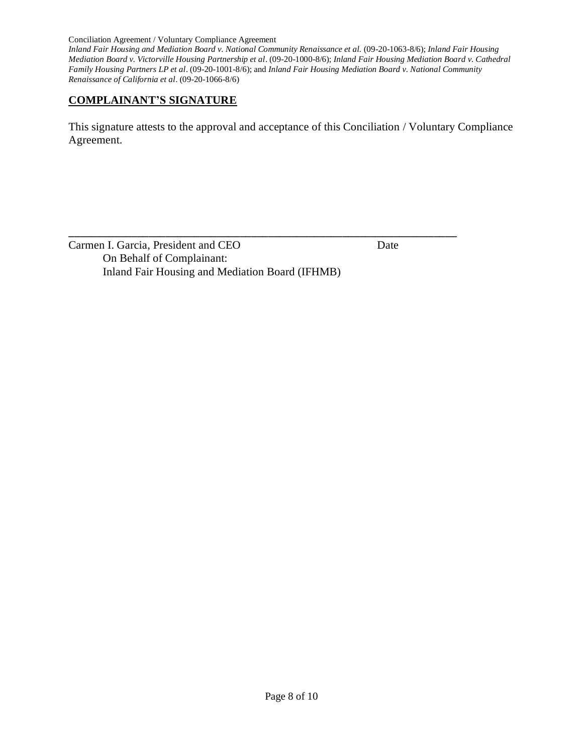## COMPLAINANT'S SIGNATURE

This signature attests to the approval and acceptance of this Conciliation / Voluntary Compliance Agreement.

_______________________________________________________________

Carmen I. Garcia, President and CEO  Date

On Behalf of Complainant:

Inland Fair Housing and Mediation Board (IFHMB)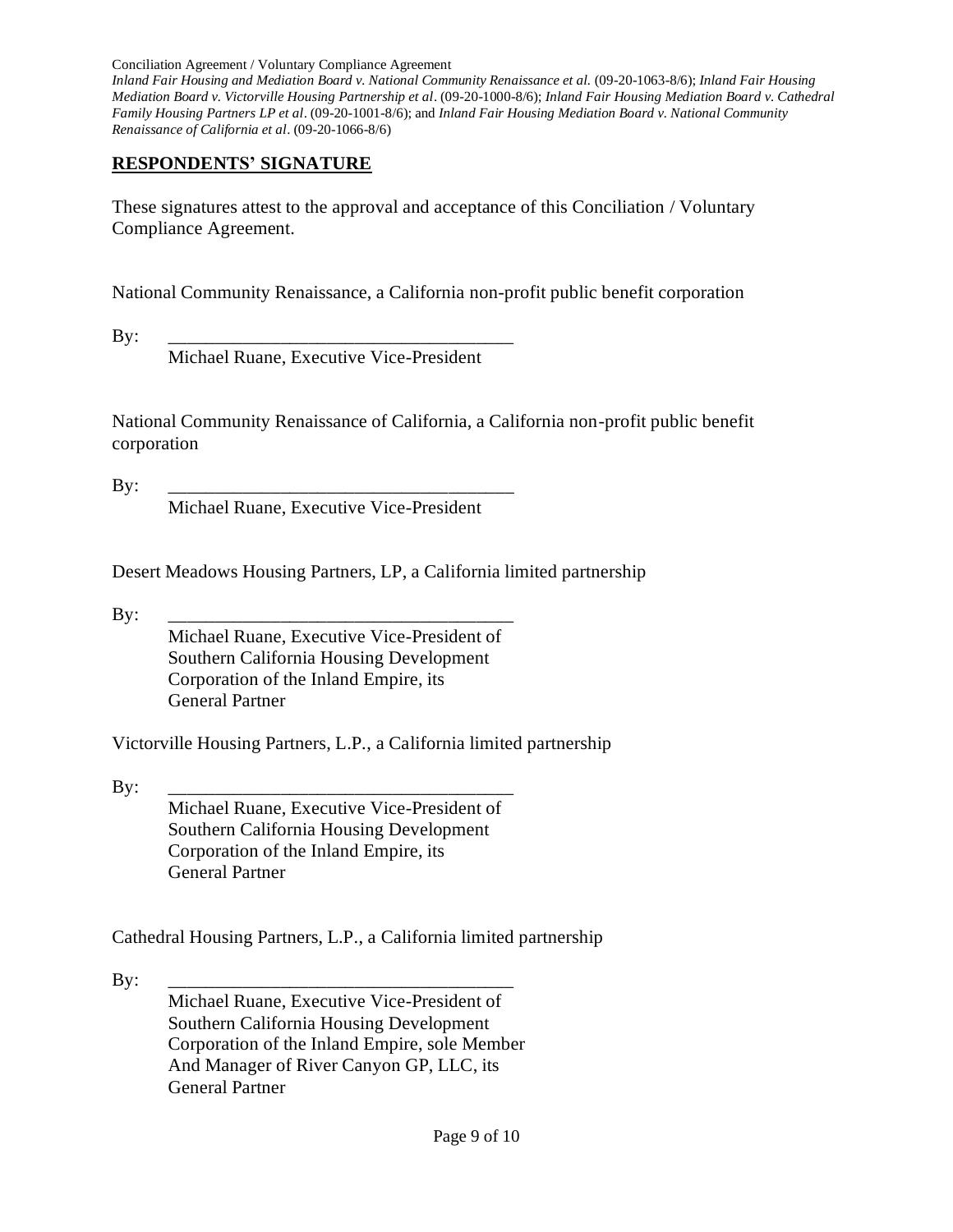## RESPONDENTS' SIGNATURE

These signatures attest to the approval and acceptance of this Conciliation / Voluntary Compliance Agreement.

National Community Renaissance, a California non-profit public benefit corporation

By: ____________________________________
Michael Ruane, Executive Vice-President

National Community Renaissance of California, a California non-profit public benefit corporation

By: ____________________________________
Michael Ruane, Executive Vice-President

Desert Meadows Housing Partners, LP, a California limited partnership

By: ____________________________________
Michael Ruane, Executive Vice-President of Southern California Housing Development Corporation of the Inland Empire, its General Partner

Victorville Housing Partners, L.P., a California limited partnership

By: ____________________________________
Michael Ruane, Executive Vice-President of Southern California Housing Development Corporation of the Inland Empire, its General Partner

Cathedral Housing Partners, L.P., a California limited partnership

By: ____________________________________
Michael Ruane, Executive Vice-President of Southern California Housing Development Corporation of the Inland Empire, sole Member And Manager of River Canyon GP, LLC, its General Partner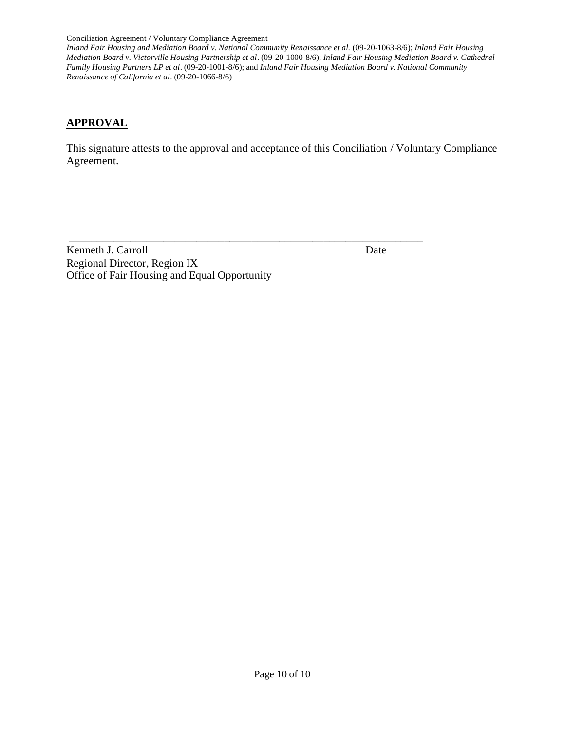## APPROVAL

This signature attests to the approval and acceptance of this Conciliation / Voluntary Compliance Agreement.

\_\_\_\_\_\_\_\_\_\_\_\_\_\_\_\_\_\_\_\_\_\_\_\_\_\_\_\_\_\_\_\_\_\_\_\_\_\_\_\_\_\_\_\_\_\_\_\_\_\_\_\_\_\_\_\_\_\_\_\_\_\_\_\_

Kenneth J. Carroll Date
Regional Director, Region IX
Office of Fair Housing and Equal Opportunity